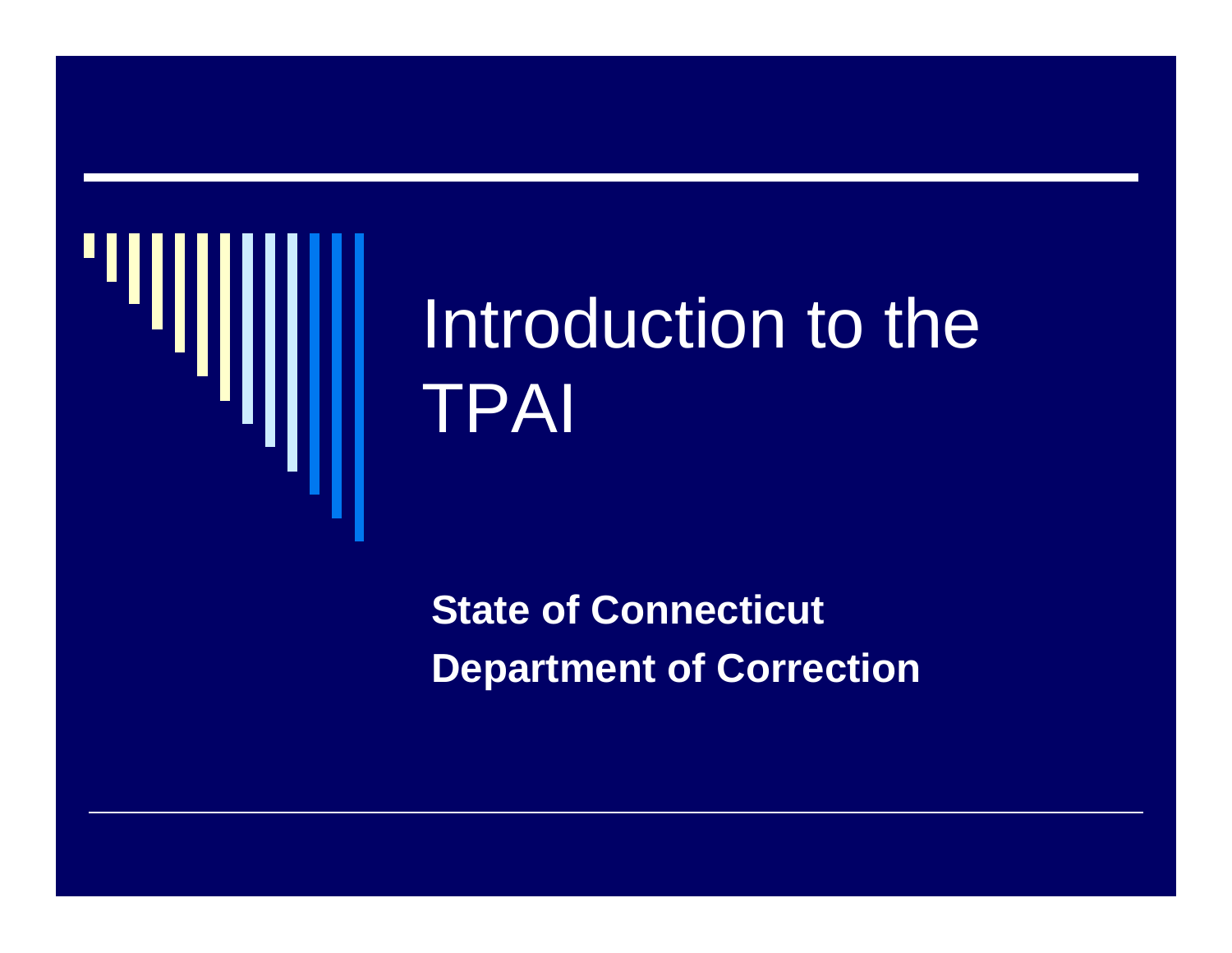# Introduction to the TPAI

**State of Connecticut**

**Department of Correction**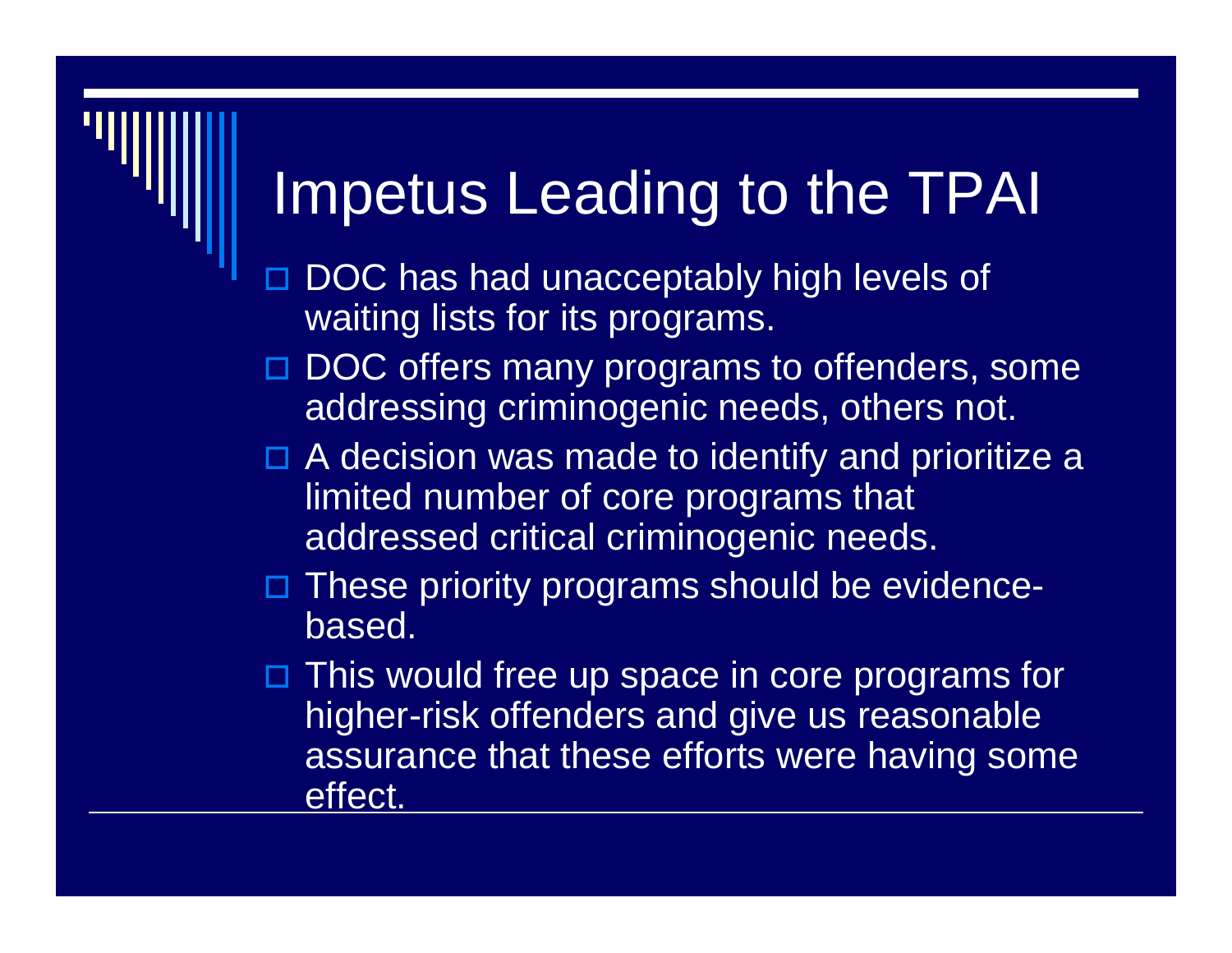# Impetus Leading to the TPAI

- DOC has had unacceptably high levels of waiting lists for its programs.
- DOC offers many programs to offenders, some addressing criminogenic needs, others not.
- A decision was made to identify and prioritize a limited number of core programs that addressed critical criminogenic needs.
- These priority programs should be evidence-based.
- This would free up space in core programs for higher-risk offenders and give us reasonable assurance that these efforts were having some effect.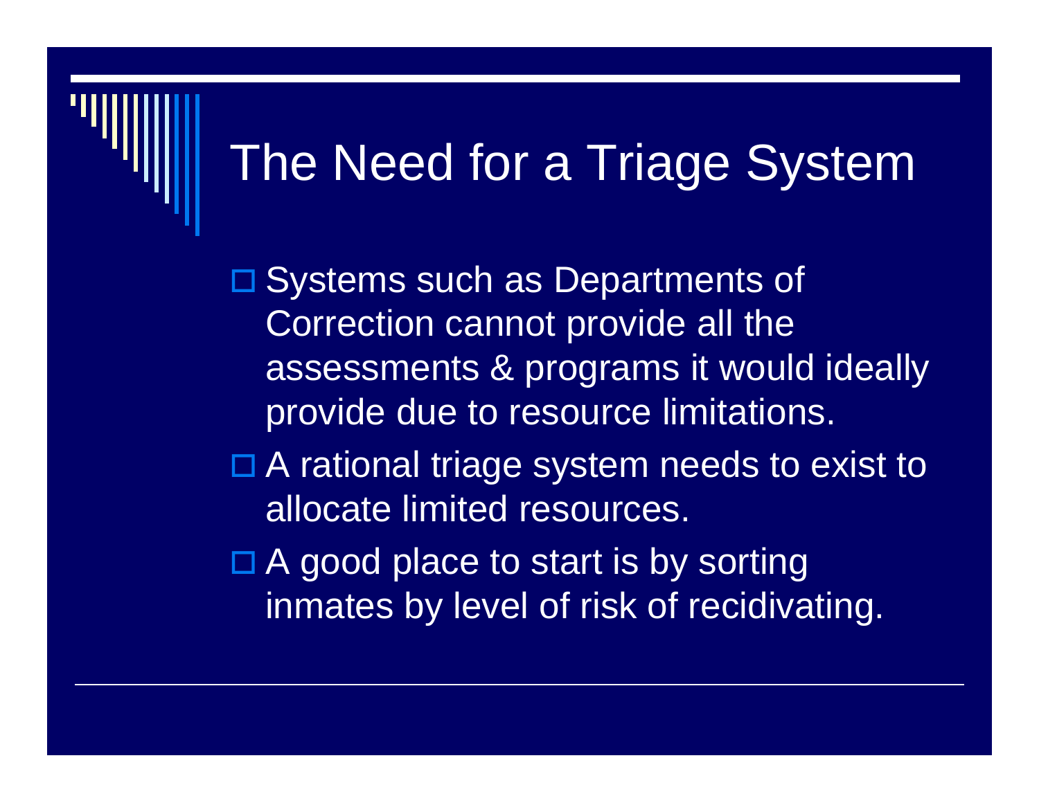# The Need for a Triage System

- Systems such as Departments of Correction cannot provide all the assessments & programs it would ideally provide due to resource limitations.
- A rational triage system needs to exist to allocate limited resources.
- A good place to start is by sorting inmates by level of risk of recidivating.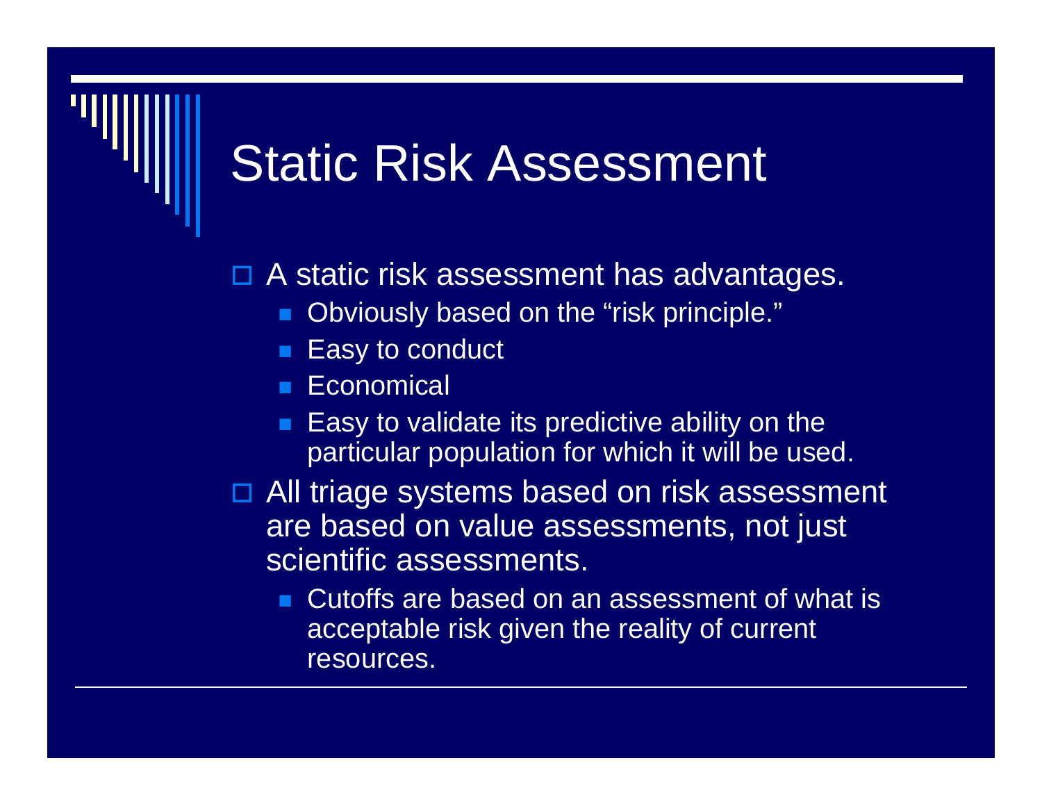# Static Risk Assessment

- A static risk assessment has advantages.
  - Obviously based on the “risk principle.”
  - Easy to conduct
  - Economical
  - Easy to validate its predictive ability on the particular population for which it will be used.
- All triage systems based on risk assessment are based on value assessments, not just scientific assessments.
  - Cutoffs are based on an assessment of what is acceptable risk given the reality of current resources.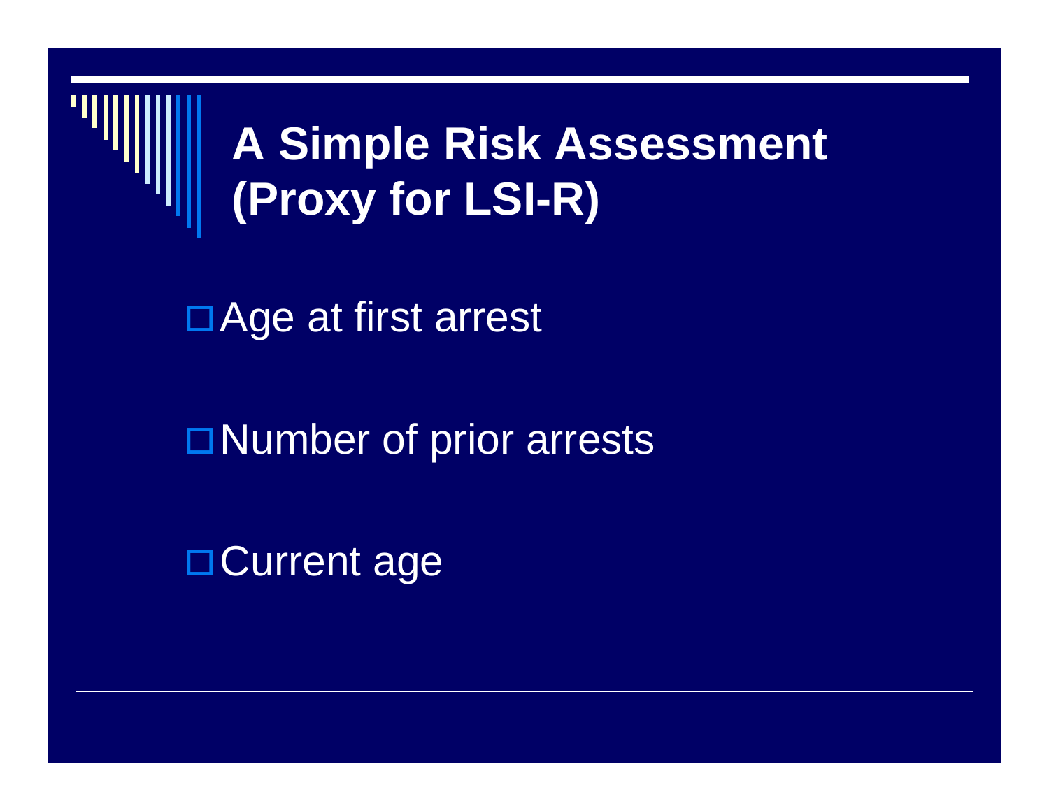# A Simple Risk Assessment (Proxy for LSI-R)

- Age at first arrest
- Number of prior arrests
- Current age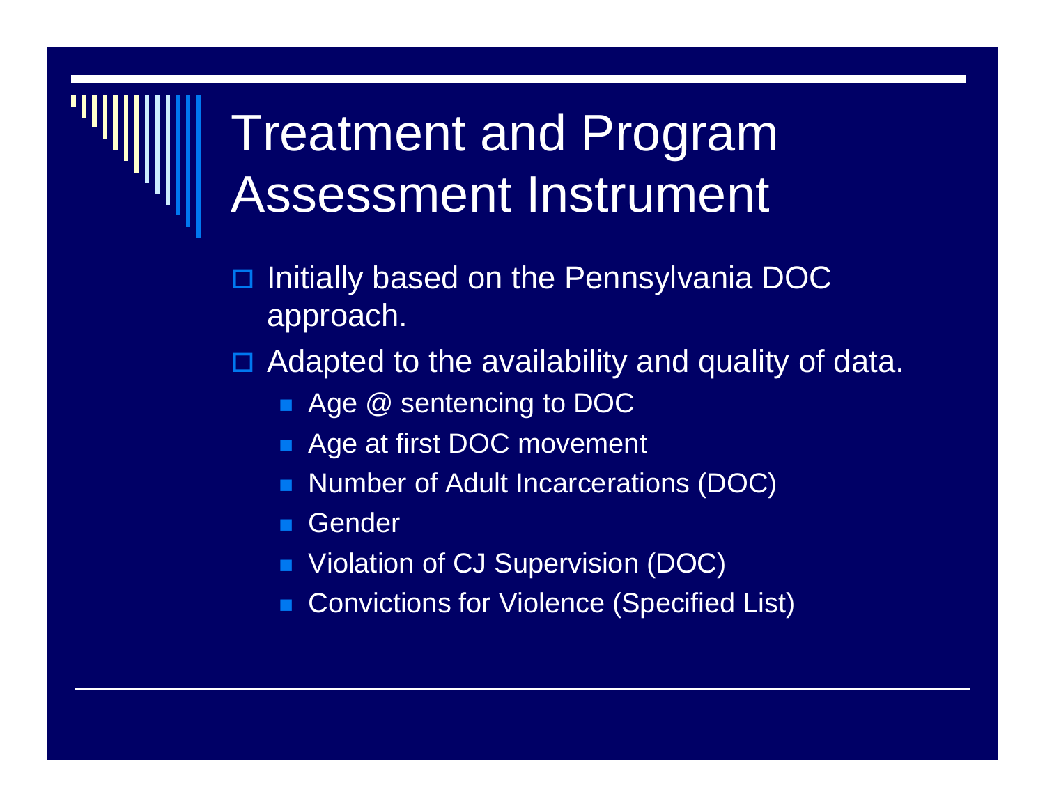# Treatment and Program Assessment Instrument

- Initially based on the Pennsylvania DOC approach.
- Adapted to the availability and quality of data.
  - Age @ sentencing to DOC
  - Age at first DOC movement
  - Number of Adult Incarcerations (DOC)
  - Gender
  - Violation of CJ Supervision (DOC)
  - Convictions for Violence (Specified List)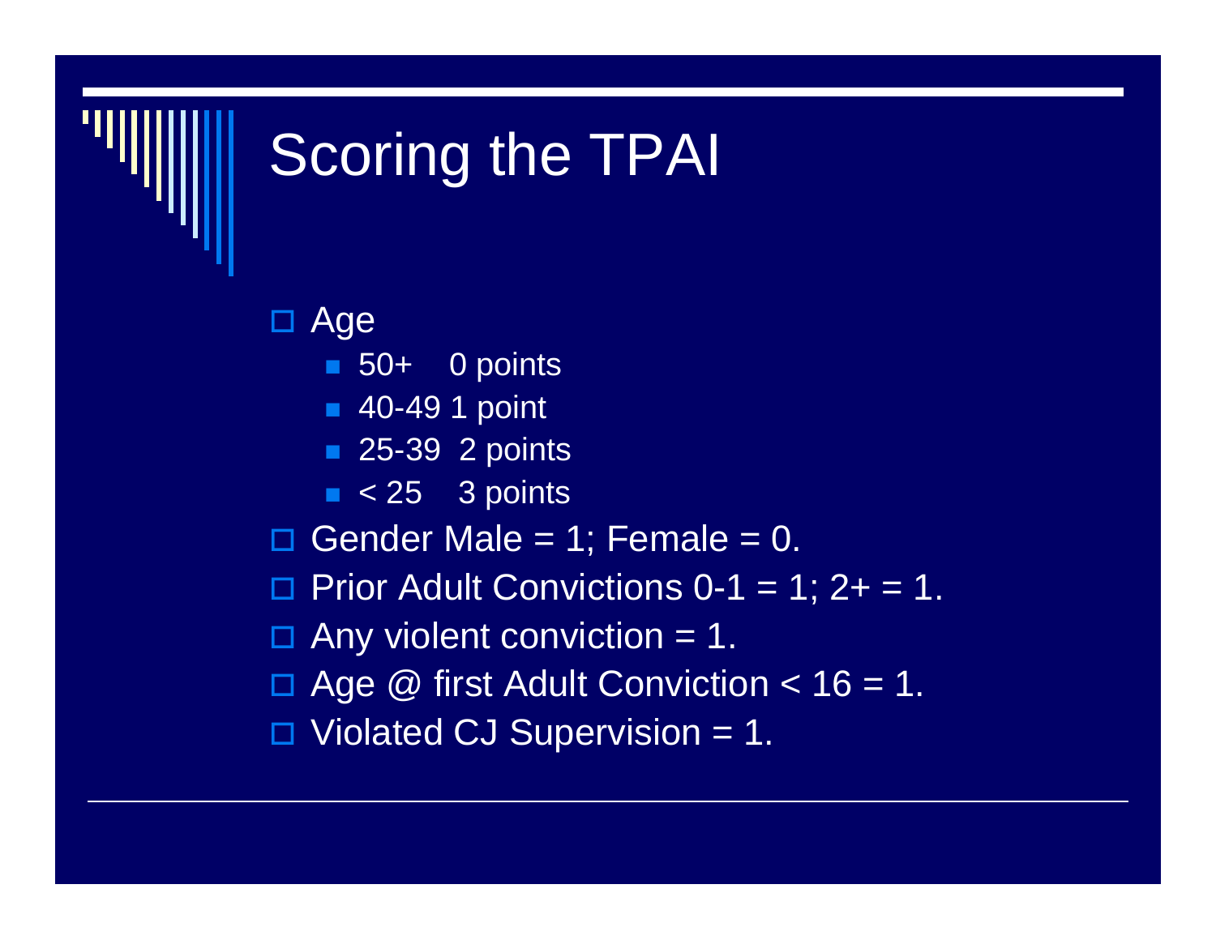# Scoring the TPAI

- Age
  - 50+    0 points
  - 40-49 1 point
  - 25-39  2 points
  - < 25    3 points
- Gender Male = 1; Female = 0.
- Prior Adult Convictions 0-1 = 1; 2+ = 1.
- Any violent conviction = 1.
- Age @ first Adult Conviction < 16 = 1.
- Violated CJ Supervision = 1.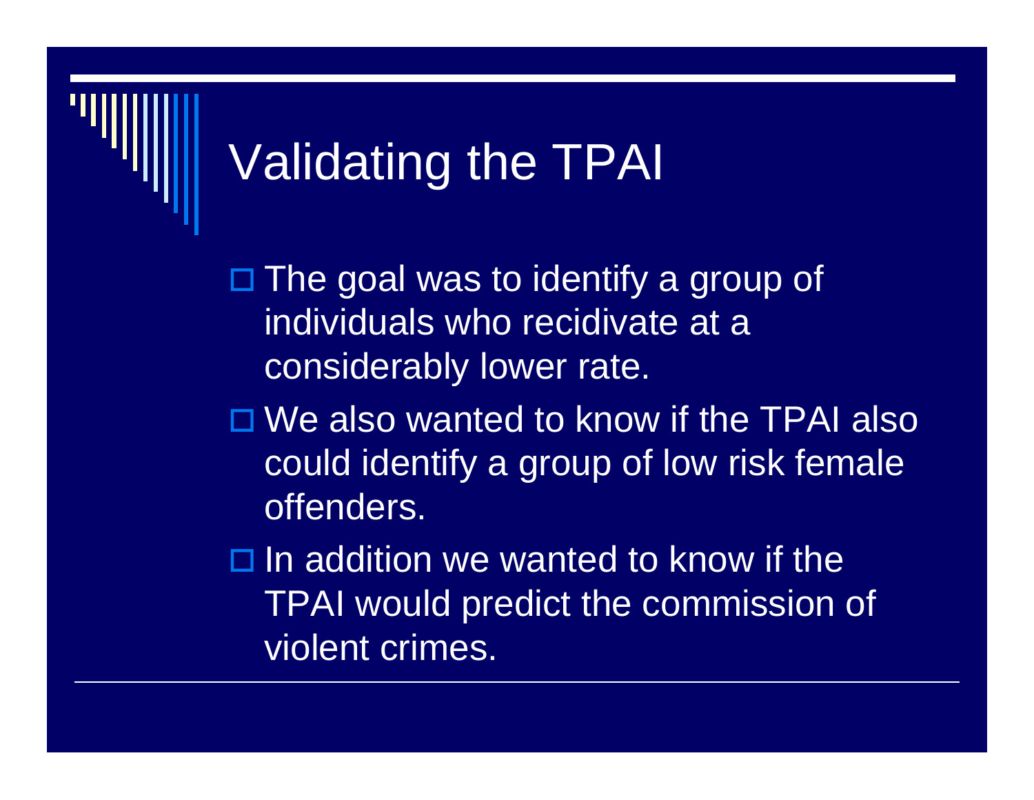# Validating the TPAI

- The goal was to identify a group of individuals who recidivate at a considerably lower rate.
- We also wanted to know if the TPAI also could identify a group of low risk female offenders.
- In addition we wanted to know if the TPAI would predict the commission of violent crimes.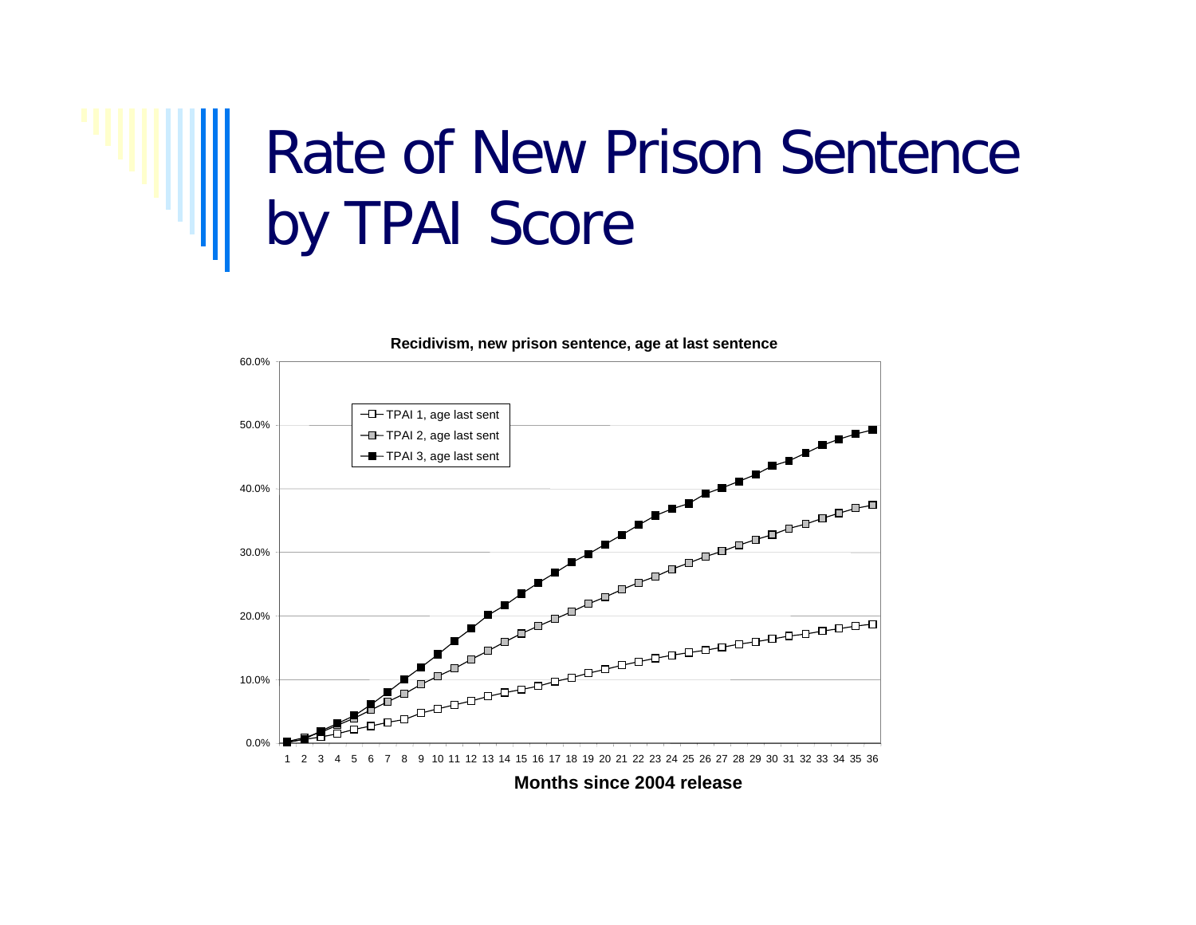# Rate of New Prison Sentence by TPAI Score

**Recidivism, new prison sentence, age at last sentence**

- TPAI 1, age last sent
- TPAI 2, age last sent
- TPAI 3, age last sent

60.0%
50.0%
40.0%
30.0%
20.0%
10.0%
0.0%

1 2 3 4 5 6 7 8 9 10 11 12 13 14 15 16 17 18 19 20 21 22 23 24 25 26 27 28 29 30 31 32 33 34 35 36

**Months since 2004 release**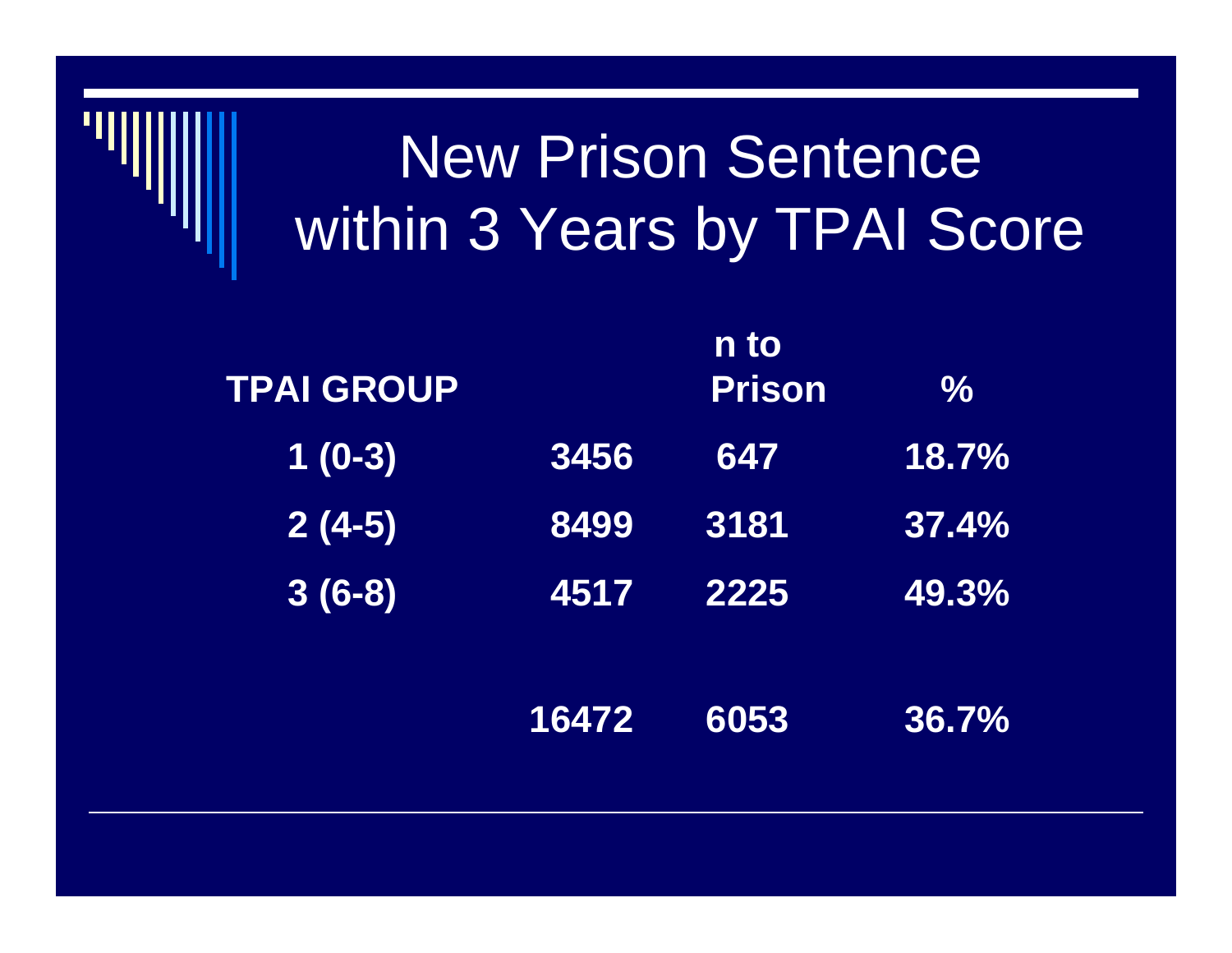# New Prison Sentence within 3 Years by TPAI Score

| TPAI GROUP | | n to Prison | % |
|---|---|---|---|
| 1 (0-3) | 3456 | 647 | 18.7% |
| 2 (4-5) | 8499 | 3181 | 37.4% |
| 3 (6-8) | 4517 | 2225 | 49.3% |
| | 16472 | 6053 | 36.7% |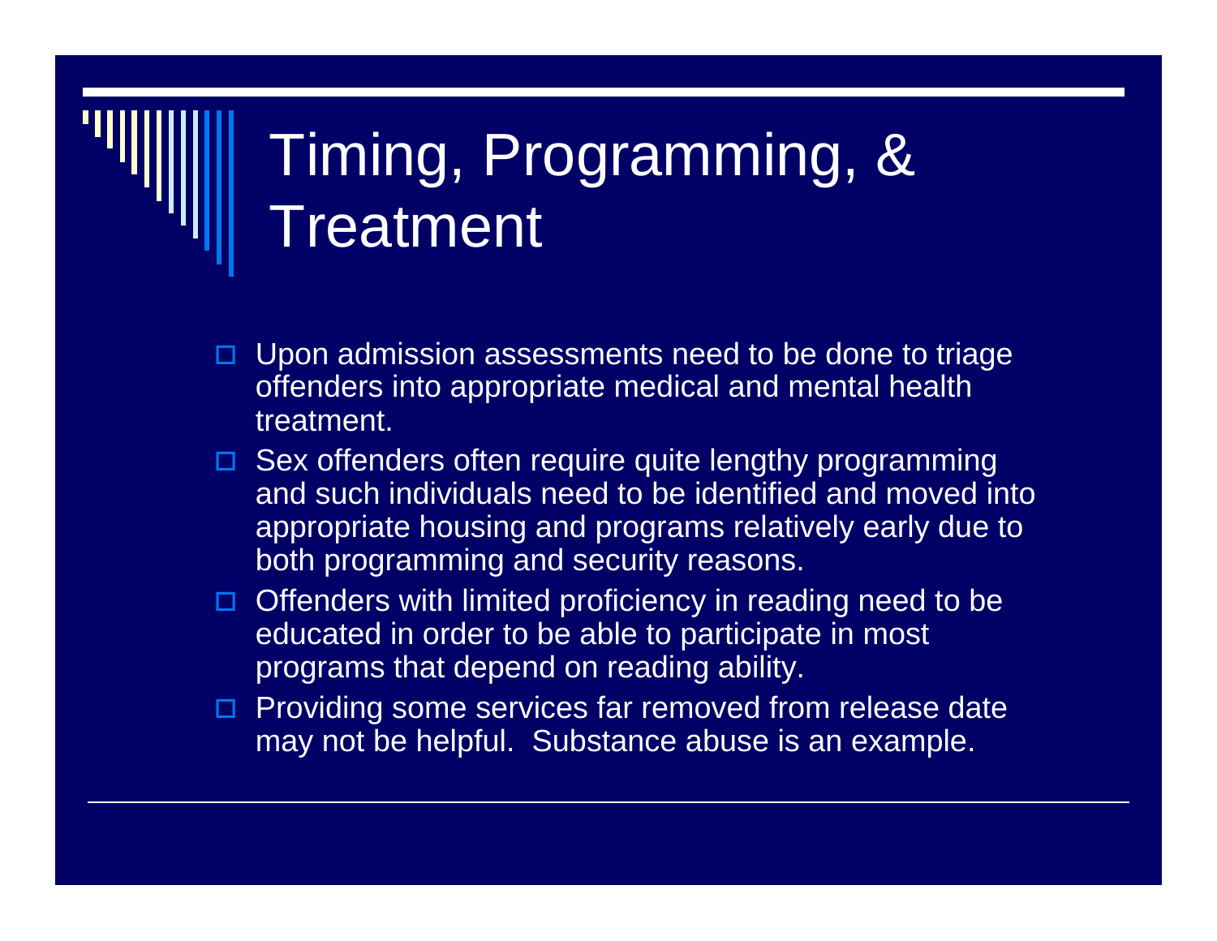# Timing, Programming, & Treatment

- Upon admission assessments need to be done to triage offenders into appropriate medical and mental health treatment.
- Sex offenders often require quite lengthy programming and such individuals need to be identified and moved into appropriate housing and programs relatively early due to both programming and security reasons.
- Offenders with limited proficiency in reading need to be educated in order to be able to participate in most programs that depend on reading ability.
- Providing some services far removed from release date may not be helpful. Substance abuse is an example.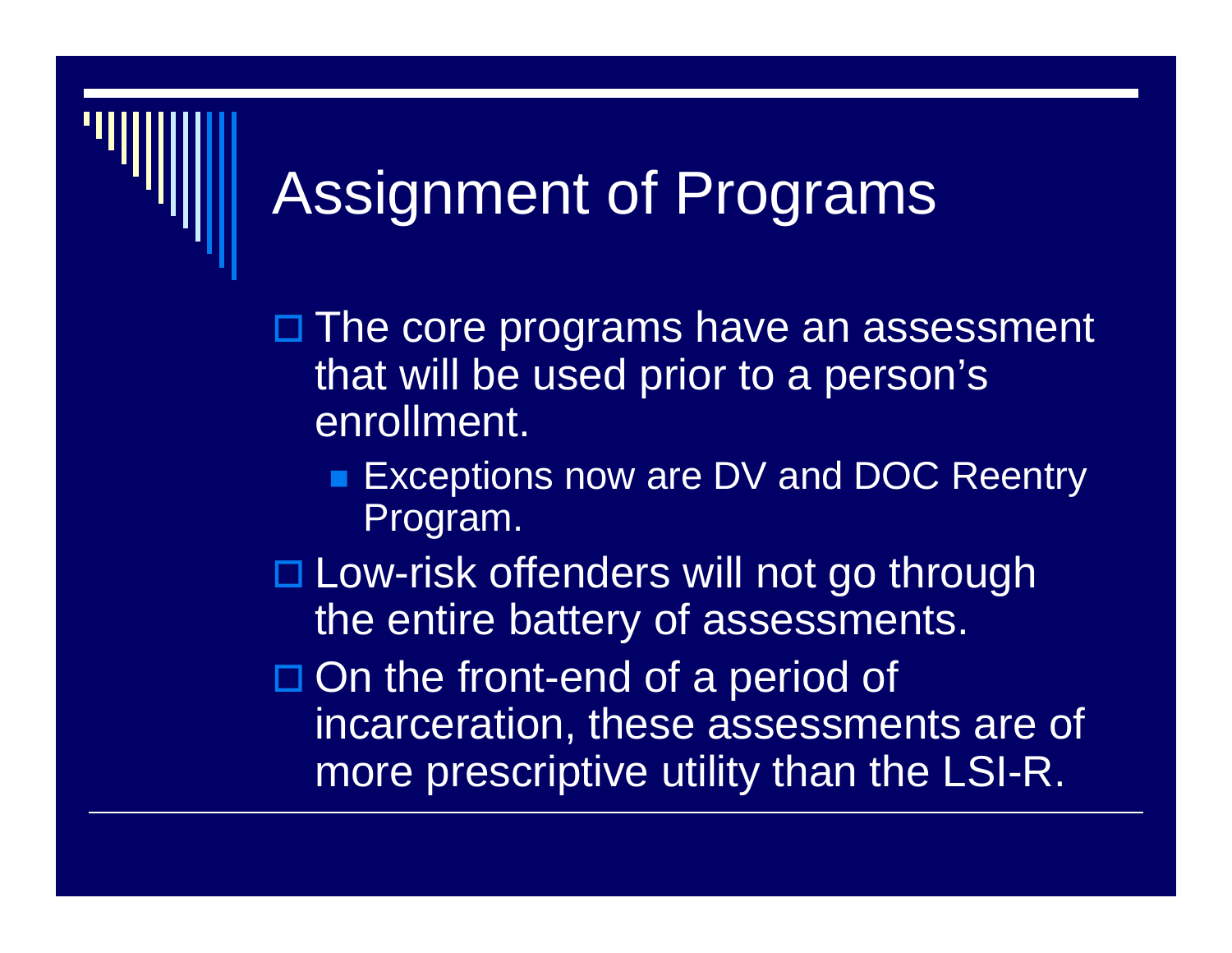# Assignment of Programs

- The core programs have an assessment that will be used prior to a person's enrollment.
  - Exceptions now are DV and DOC Reentry Program.
- Low-risk offenders will not go through the entire battery of assessments.
- On the front-end of a period of incarceration, these assessments are of more prescriptive utility than the LSI-R.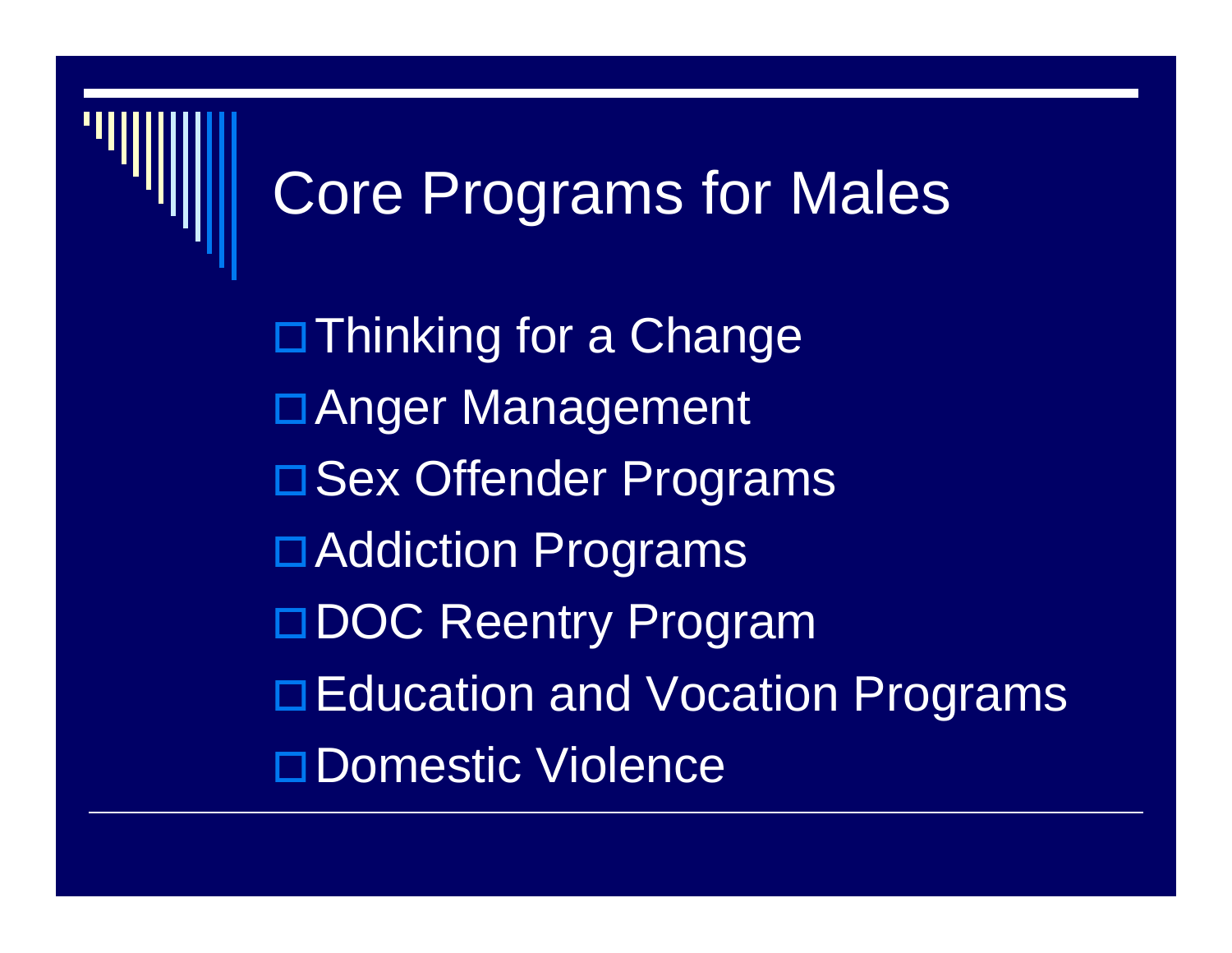# Core Programs for Males

- Thinking for a Change
- Anger Management
- Sex Offender Programs
- Addiction Programs
- DOC Reentry Program
- Education and Vocation Programs
- Domestic Violence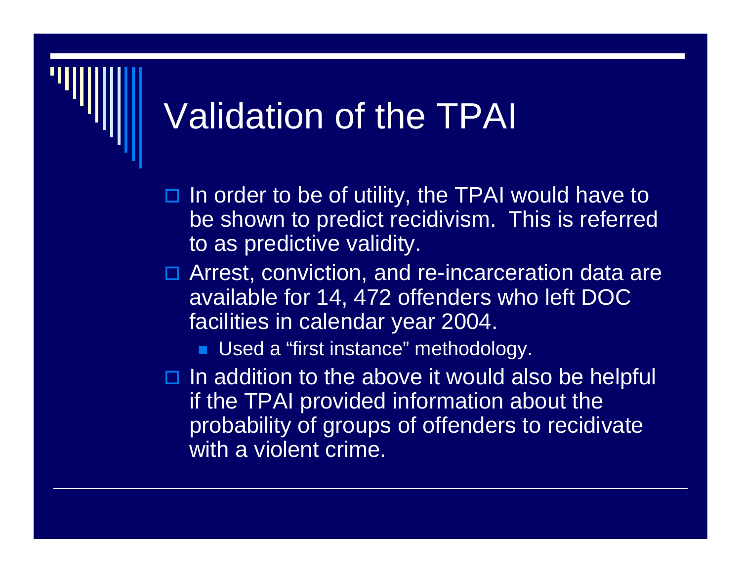# Validation of the TPAI

- In order to be of utility, the TPAI would have to be shown to predict recidivism. This is referred to as predictive validity.
- Arrest, conviction, and re-incarceration data are available for 14, 472 offenders who left DOC facilities in calendar year 2004.
  - Used a "first instance" methodology.
- In addition to the above it would also be helpful if the TPAI provided information about the probability of groups of offenders to recidivate with a violent crime.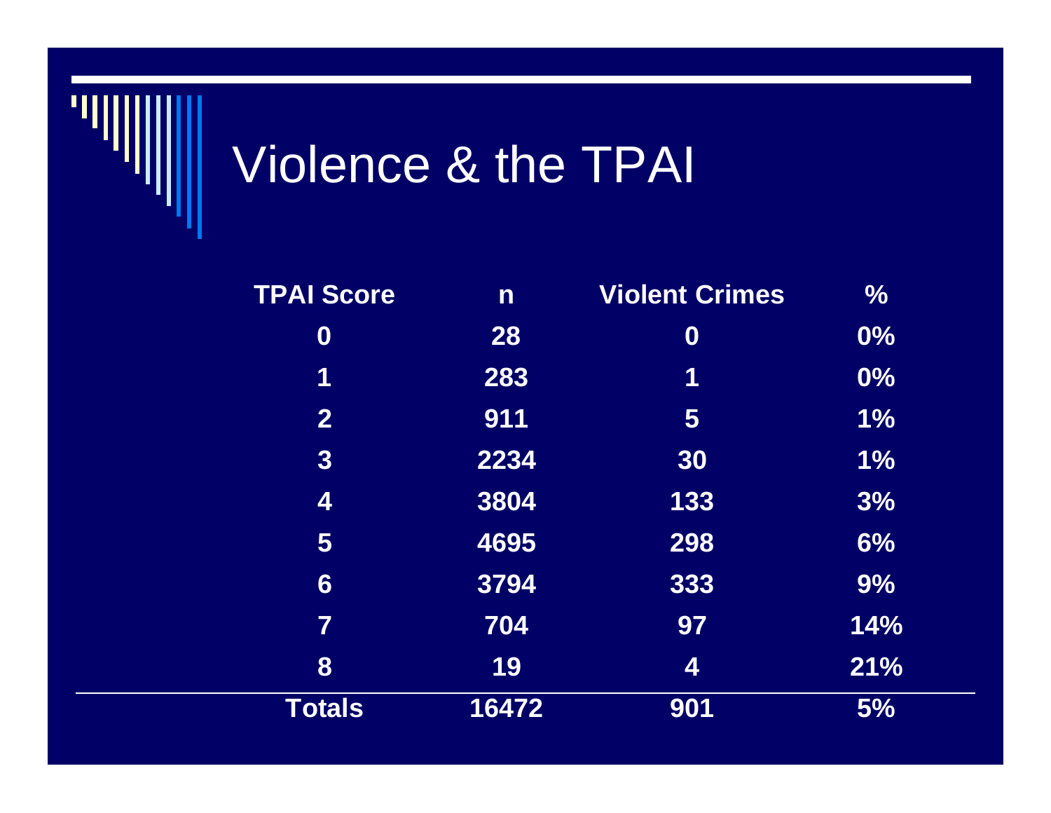# Violence & the TPAI

| TPAI Score | n | Violent Crimes | % |
|---|---|---|---|
| 0 | 28 | 0 | 0% |
| 1 | 283 | 1 | 0% |
| 2 | 911 | 5 | 1% |
| 3 | 2234 | 30 | 1% |
| 4 | 3804 | 133 | 3% |
| 5 | 4695 | 298 | 6% |
| 6 | 3794 | 333 | 9% |
| 7 | 704 | 97 | 14% |
| 8 | 19 | 4 | 21% |
| **Totals** | **16472** | **901** | **5%** |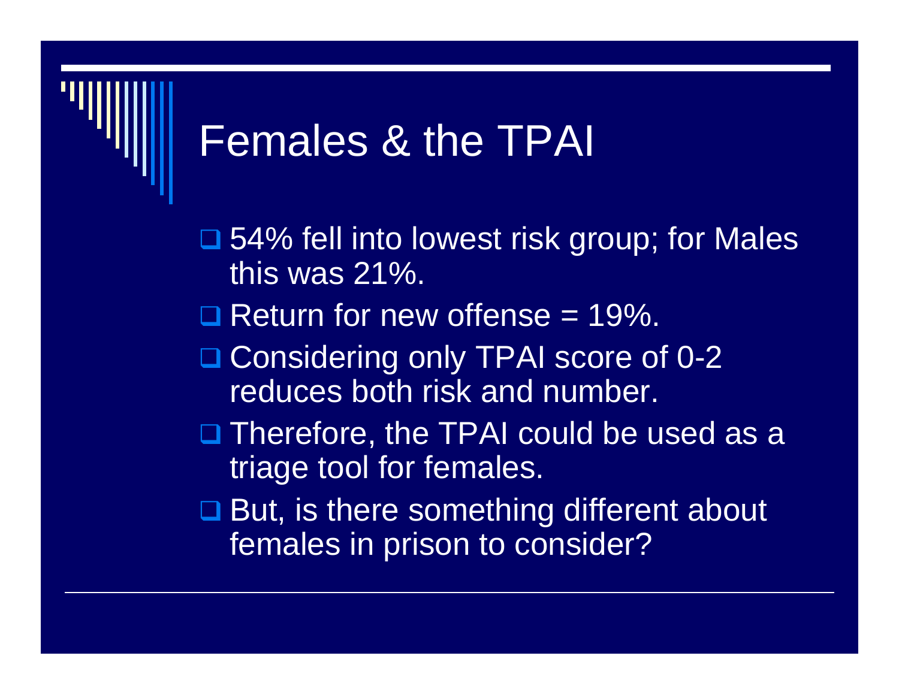# Females & the TPAI

- 54% fell into lowest risk group; for Males this was 21%.
- Return for new offense = 19%.
- Considering only TPAI score of 0-2 reduces both risk and number.
- Therefore, the TPAI could be used as a triage tool for females.
- But, is there something different about females in prison to consider?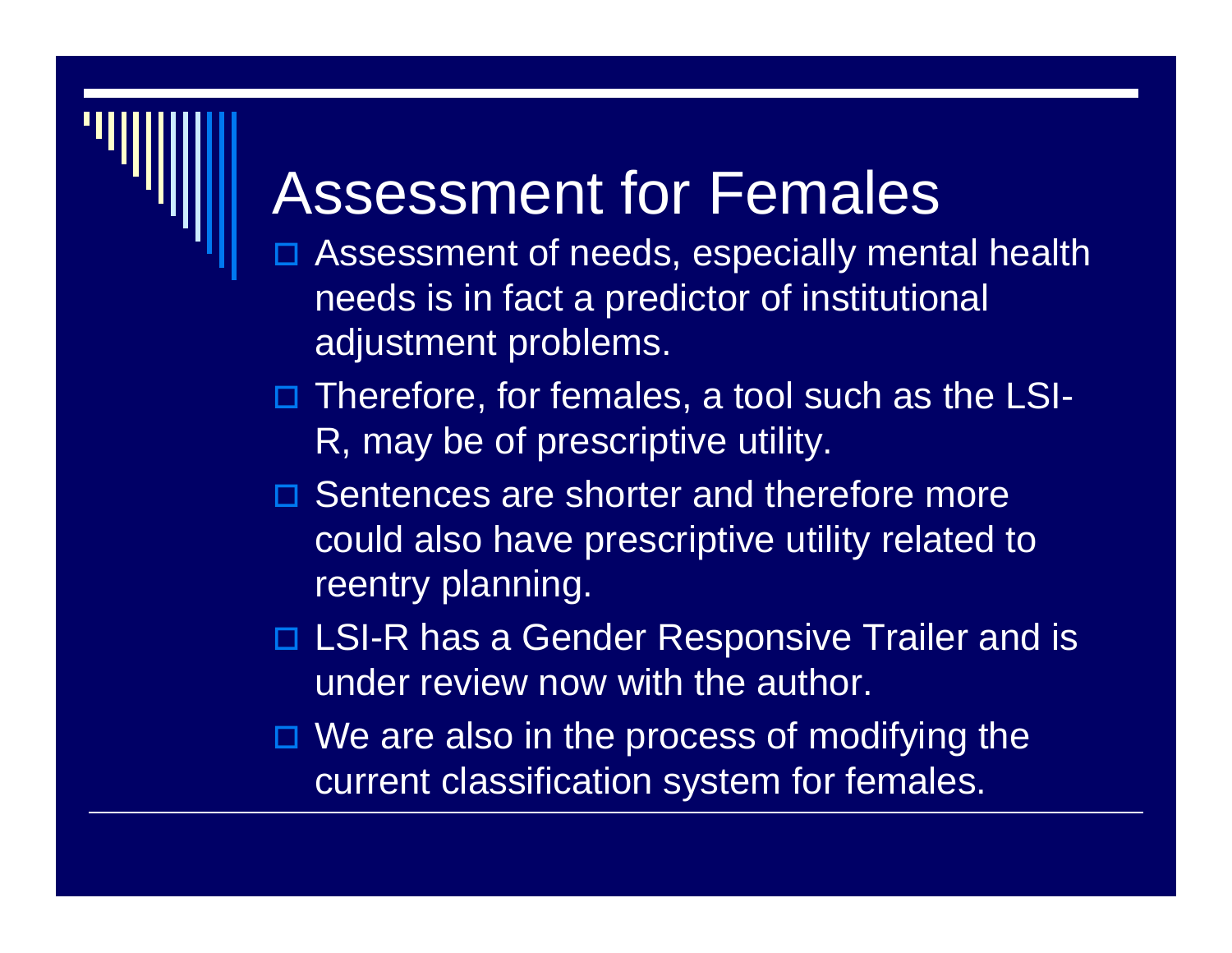# Assessment for Females

- Assessment of needs, especially mental health needs is in fact a predictor of institutional adjustment problems.
- Therefore, for females, a tool such as the LSI-R, may be of prescriptive utility.
- Sentences are shorter and therefore more could also have prescriptive utility related to reentry planning.
- LSI-R has a Gender Responsive Trailer and is under review now with the author.
- We are also in the process of modifying the current classification system for females.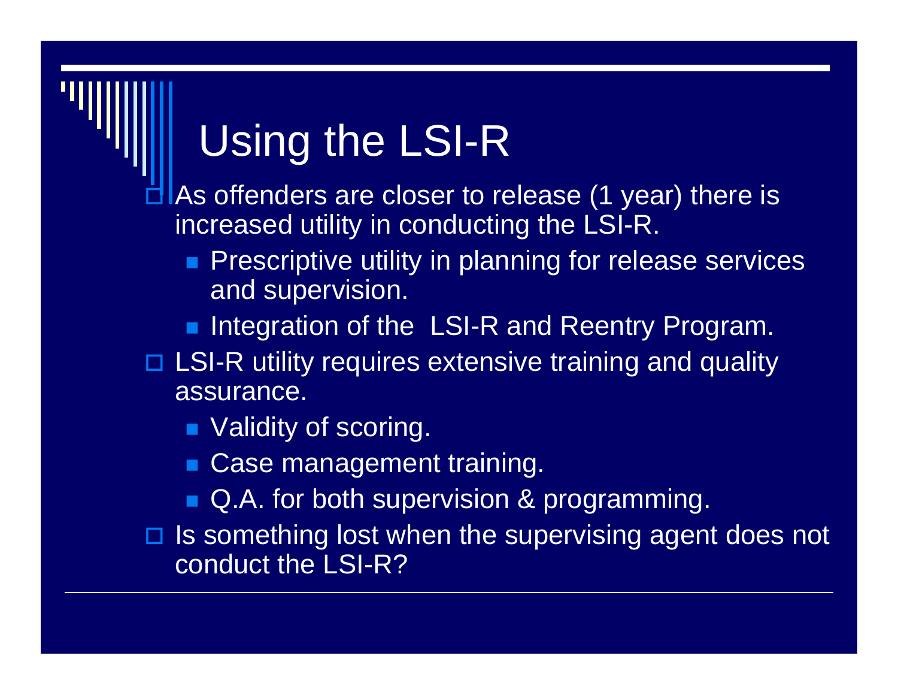# Using the LSI-R

- As offenders are closer to release (1 year) there is increased utility in conducting the LSI-R.
  - Prescriptive utility in planning for release services and supervision.
  - Integration of the  LSI-R and Reentry Program.
- LSI-R utility requires extensive training and quality assurance.
  - Validity of scoring.
  - Case management training.
  - Q.A. for both supervision & programming.
- Is something lost when the supervising agent does not conduct the LSI-R?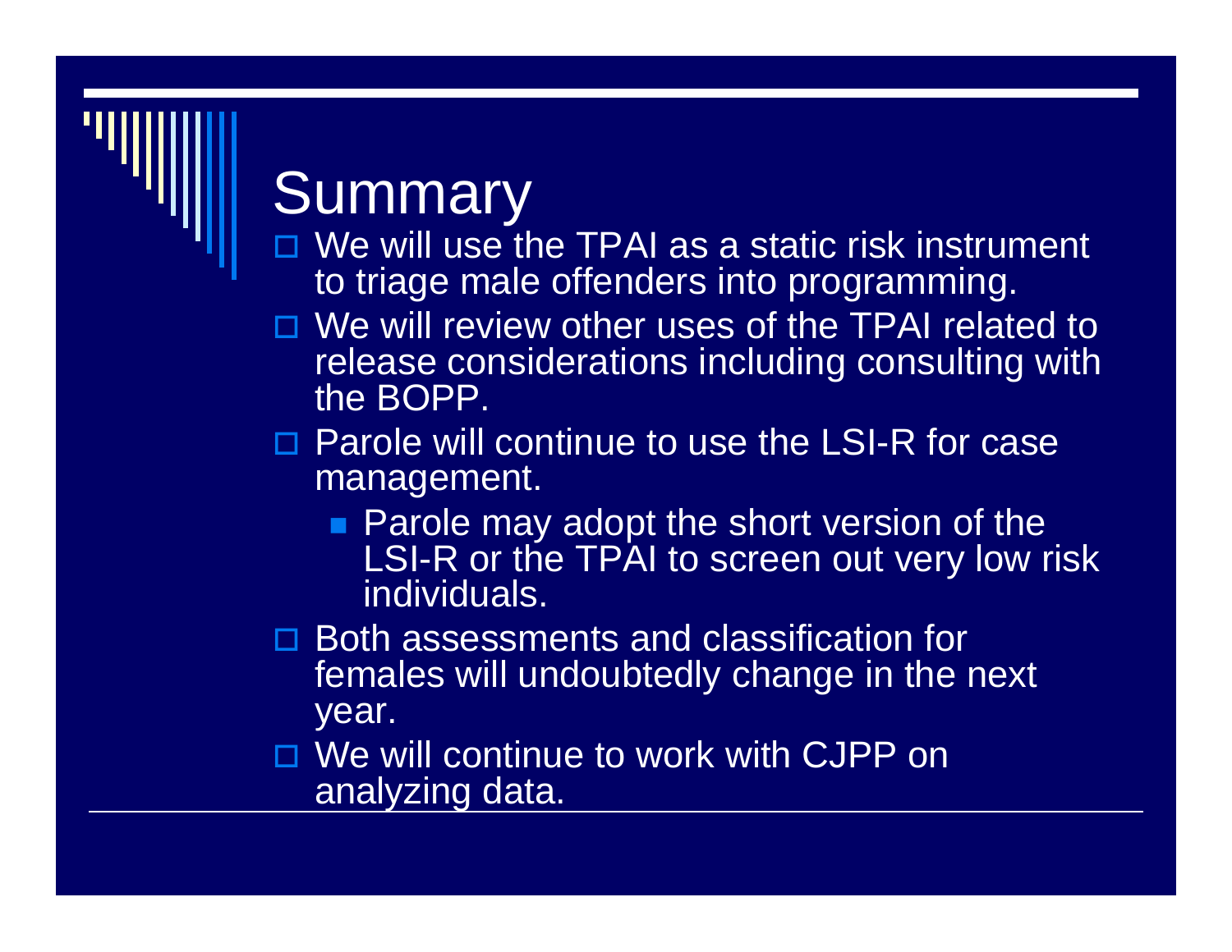# Summary

- We will use the TPAI as a static risk instrument to triage male offenders into programming.
- We will review other uses of the TPAI related to release considerations including consulting with the BOPP.
- Parole will continue to use the LSI-R for case management.
  - Parole may adopt the short version of the LSI-R or the TPAI to screen out very low risk individuals.
- Both assessments and classification for females will undoubtedly change in the next year.
- We will continue to work with CJPP on analyzing data.